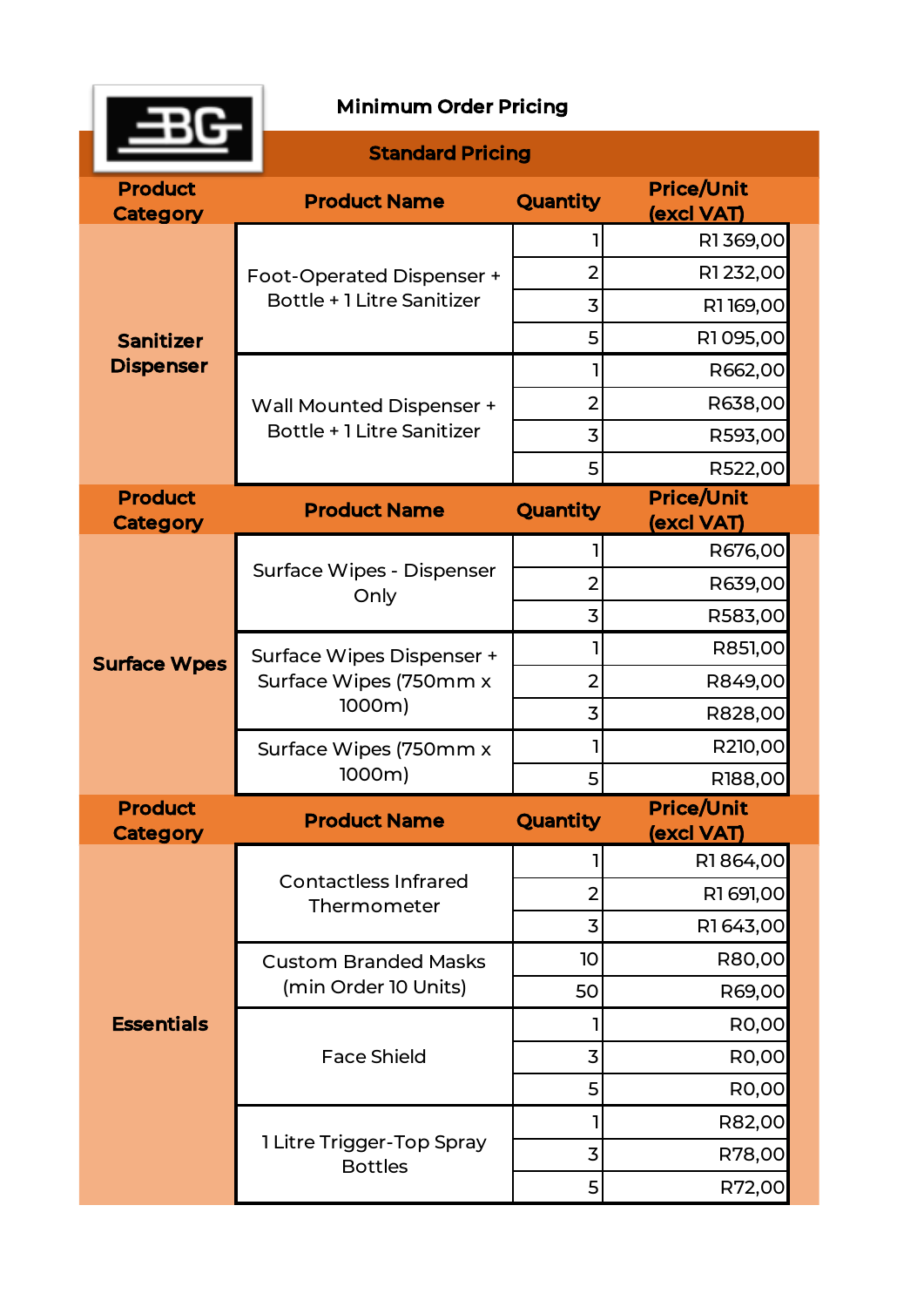**Minimum Order Pricing**

**Standard Pricing**

| Product Category | Product Name | Quantity | Price/Unit (excl VAT) |
|---|---|---|---|
| Sanitizer Dispenser | Foot-Operated Dispenser + Bottle + 1 Litre Sanitizer | 1 | R1 369,00 |
| | | 2 | R1 232,00 |
| | | 3 | R1 169,00 |
| | | 5 | R1 095,00 |
| | Wall Mounted Dispenser + Bottle + 1 Litre Sanitizer | 1 | R662,00 |
| | | 2 | R638,00 |
| | | 3 | R593,00 |
| | | 5 | R522,00 |
| **Product Category** | **Product Name** | **Quantity** | **Price/Unit (excl VAT)** |
| Surface Wpes | Surface Wipes - Dispenser Only | 1 | R676,00 |
| | | 2 | R639,00 |
| | | 3 | R583,00 |
| | Surface Wipes Dispenser + Surface Wipes (750mm x 1000m) | 1 | R851,00 |
| | | 2 | R849,00 |
| | | 3 | R828,00 |
| | Surface Wipes (750mm x 1000m) | 1 | R210,00 |
| | | 5 | R188,00 |
| **Product Category** | **Product Name** | **Quantity** | **Price/Unit (excl VAT)** |
| Essentials | Contactless Infrared Thermometer | 1 | R1 864,00 |
| | | 2 | R1 691,00 |
| | | 3 | R1 643,00 |
| | Custom Branded Masks (min Order 10 Units) | 10 | R80,00 |
| | | 50 | R69,00 |
| | Face Shield | 1 | R0,00 |
| | | 3 | R0,00 |
| | | 5 | R0,00 |
| | 1 Litre Trigger-Top Spray Bottles | 1 | R82,00 |
| | | 3 | R78,00 |
| | | 5 | R72,00 |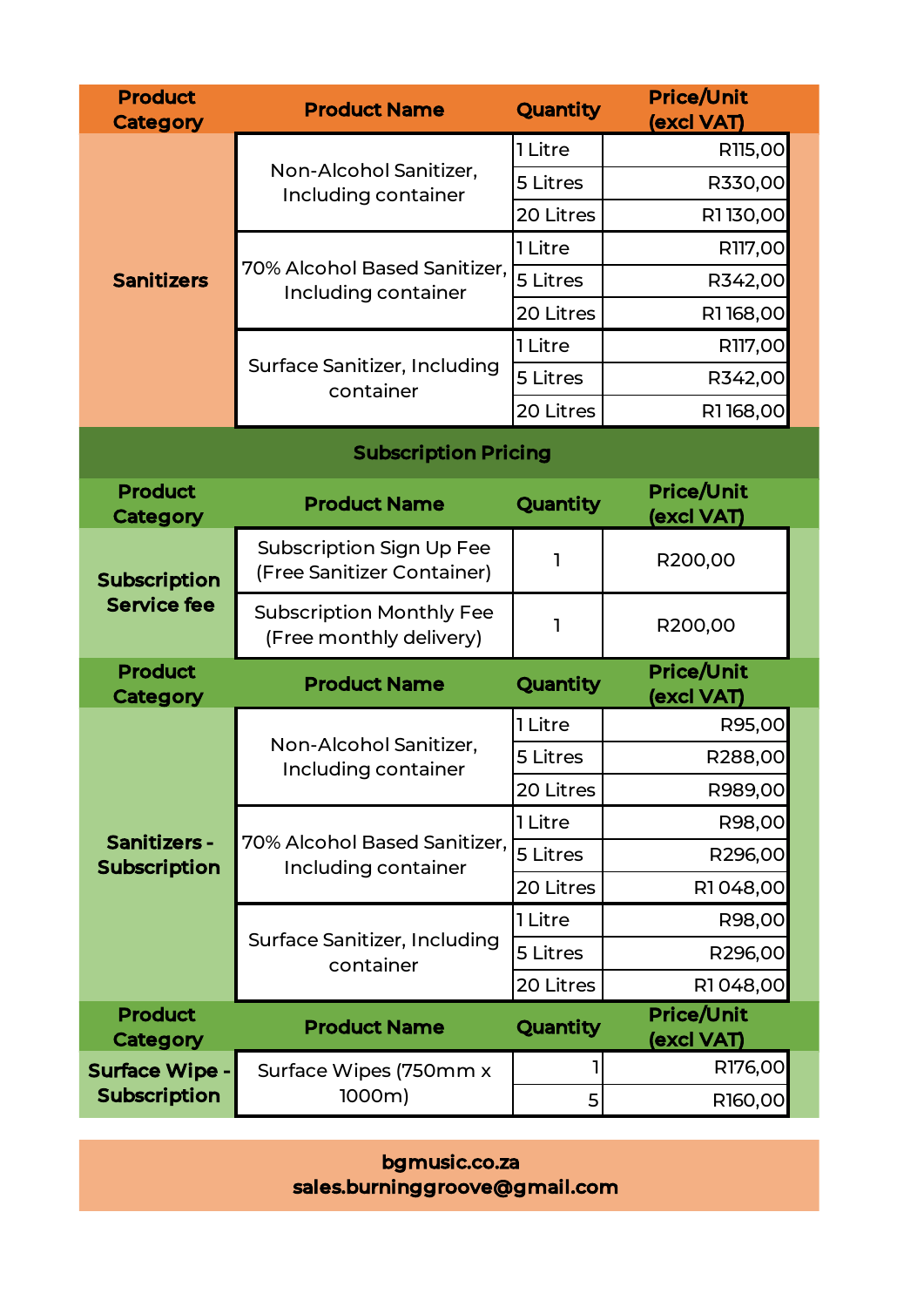| Product Category | Product Name | Quantity | Price/Unit (excl VAT) |
|---|---|---|---|
| Sanitizers | Non-Alcohol Sanitizer, Including container | 1 Litre | R115,00 |
| | | 5 Litres | R330,00 |
| | | 20 Litres | R1 130,00 |
| | 70% Alcohol Based Sanitizer, Including container | 1 Litre | R117,00 |
| | | 5 Litres | R342,00 |
| | | 20 Litres | R1 168,00 |
| | Surface Sanitizer, Including container | 1 Litre | R117,00 |
| | | 5 Litres | R342,00 |
| | | 20 Litres | R1 168,00 |

**Subscription Pricing**

| Product Category | Product Name | Quantity | Price/Unit (excl VAT) |
|---|---|---|---|
| Subscription Service fee | Subscription Sign Up Fee (Free Sanitizer Container) | 1 | R200,00 |
| | Subscription Monthly Fee (Free monthly delivery) | 1 | R200,00 |

| Product Category | Product Name | Quantity | Price/Unit (excl VAT) |
|---|---|---|---|
| Sanitizers - Subscription | Non-Alcohol Sanitizer, Including container | 1 Litre | R95,00 |
| | | 5 Litres | R288,00 |
| | | 20 Litres | R989,00 |
| | 70% Alcohol Based Sanitizer, Including container | 1 Litre | R98,00 |
| | | 5 Litres | R296,00 |
| | | 20 Litres | R1 048,00 |
| | Surface Sanitizer, Including container | 1 Litre | R98,00 |
| | | 5 Litres | R296,00 |
| | | 20 Litres | R1 048,00 |

| Product Category | Product Name | Quantity | Price/Unit (excl VAT) |
|---|---|---|---|
| Surface Wipe - Subscription | Surface Wipes (750mm x 1000m) | 1 | R176,00 |
| | | 5 | R160,00 |

**bgmusic.co.za**
**sales.burninggroove@gmail.com**